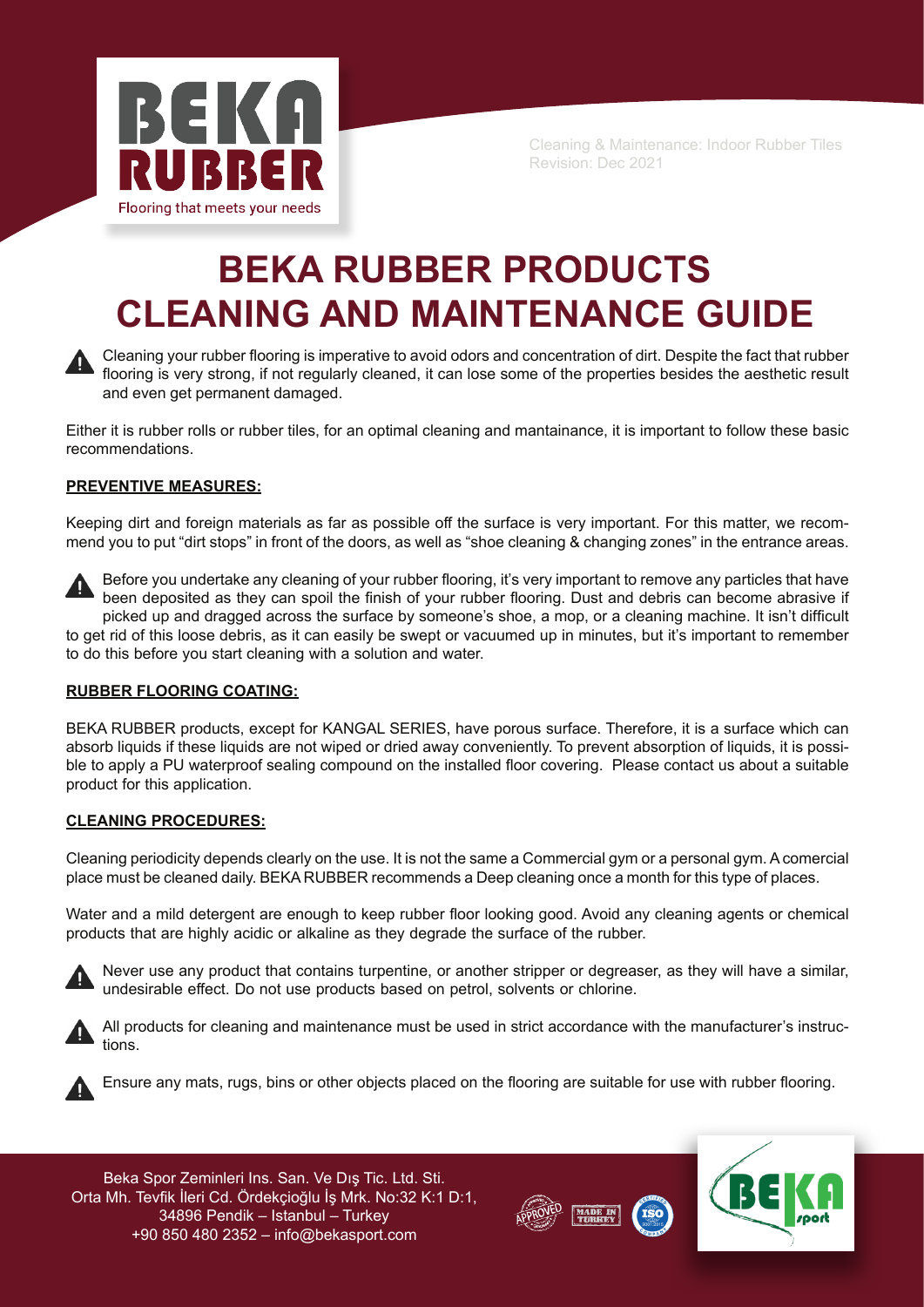Cleaning & Maintenance: Indoor Rubber Tiles
Revision: Dec 2021

# BEKA RUBBER PRODUCTS CLEANING AND MAINTENANCE GUIDE

Cleaning your rubber flooring is imperative to avoid odors and concentration of dirt. Despite the fact that rubber flooring is very strong, if not regularly cleaned, it can lose some of the properties besides the aesthetic result and even get permanent damaged.

Either it is rubber rolls or rubber tiles, for an optimal cleaning and mantainance, it is important to follow these basic recommendations.

## PREVENTIVE MEASURES:

Keeping dirt and foreign materials as far as possible off the surface is very important. For this matter, we recommend you to put "dirt stops" in front of the doors, as well as "shoe cleaning & changing zones" in the entrance areas.

Before you undertake any cleaning of your rubber flooring, it's very important to remove any particles that have been deposited as they can spoil the finish of your rubber flooring. Dust and debris can become abrasive if picked up and dragged across the surface by someone's shoe, a mop, or a cleaning machine. It isn't difficult to get rid of this loose debris, as it can easily be swept or vacuumed up in minutes, but it's important to remember to do this before you start cleaning with a solution and water.

## RUBBER FLOORING COATING:

BEKA RUBBER products, except for KANGAL SERIES, have porous surface. Therefore, it is a surface which can absorb liquids if these liquids are not wiped or dried away conveniently. To prevent absorption of liquids, it is possible to apply a PU waterproof sealing compound on the installed floor covering. Please contact us about a suitable product for this application.

## CLEANING PROCEDURES:

Cleaning periodicity depends clearly on the use. It is not the same a Commercial gym or a personal gym. A comercial place must be cleaned daily. BEKA RUBBER recommends a Deep cleaning once a month for this type of places.

Water and a mild detergent are enough to keep rubber floor looking good. Avoid any cleaning agents or chemical products that are highly acidic or alkaline as they degrade the surface of the rubber.

Never use any product that contains turpentine, or another stripper or degreaser, as they will have a similar, undesirable effect. Do not use products based on petrol, solvents or chlorine.

All products for cleaning and maintenance must be used in strict accordance with the manufacturer's instructions.

Ensure any mats, rugs, bins or other objects placed on the flooring are suitable for use with rubber flooring.

Beka Spor Zeminleri Ins. San. Ve Dış Tic. Ltd. Sti.
Orta Mh. Tevfik İleri Cd. Ördekçioğlu İş Mrk. No:32 K:1 D:1,
34896 Pendik – Istanbul – Turkey
+90 850 480 2352 – info@bekasport.com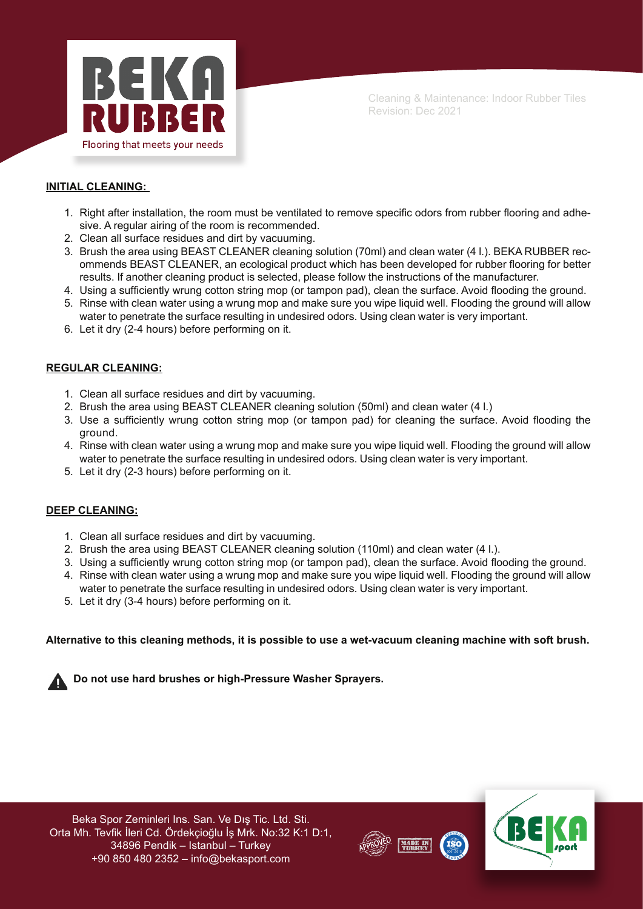Cleaning & Maintenance: Indoor Rubber Tiles
Revision: Dec 2021

**INITIAL CLEANING:**

1. Right after installation, the room must be ventilated to remove specific odors from rubber flooring and adhesive. A regular airing of the room is recommended.
2. Clean all surface residues and dirt by vacuuming.
3. Brush the area using BEAST CLEANER cleaning solution (70ml) and clean water (4 l.). BEKA RUBBER recommends BEAST CLEANER, an ecological product which has been developed for rubber flooring for better results. If another cleaning product is selected, please follow the instructions of the manufacturer.
4. Using a sufficiently wrung cotton string mop (or tampon pad), clean the surface. Avoid flooding the ground.
5. Rinse with clean water using a wrung mop and make sure you wipe liquid well. Flooding the ground will allow water to penetrate the surface resulting in undesired odors. Using clean water is very important.
6. Let it dry (2-4 hours) before performing on it.

**REGULAR CLEANING:**

1. Clean all surface residues and dirt by vacuuming.
2. Brush the area using BEAST CLEANER cleaning solution (50ml) and clean water (4 l.)
3. Use a sufficiently wrung cotton string mop (or tampon pad) for cleaning the surface. Avoid flooding the ground.
4. Rinse with clean water using a wrung mop and make sure you wipe liquid well. Flooding the ground will allow water to penetrate the surface resulting in undesired odors. Using clean water is very important.
5. Let it dry (2-3 hours) before performing on it.

**DEEP CLEANING:**

1. Clean all surface residues and dirt by vacuuming.
2. Brush the area using BEAST CLEANER cleaning solution (110ml) and clean water (4 l.).
3. Using a sufficiently wrung cotton string mop (or tampon pad), clean the surface. Avoid flooding the ground.
4. Rinse with clean water using a wrung mop and make sure you wipe liquid well. Flooding the ground will allow water to penetrate the surface resulting in undesired odors. Using clean water is very important.
5. Let it dry (3-4 hours) before performing on it.

**Alternative to this cleaning methods, it is possible to use a wet-vacuum cleaning machine with soft brush.**

**Do not use hard brushes or high-Pressure Washer Sprayers.**

Beka Spor Zeminleri Ins. San. Ve Dış Tic. Ltd. Sti.
Orta Mh. Tevfik İleri Cd. Ördekçioğlu İş Mrk. No:32 K:1 D:1,
34896 Pendik – Istanbul – Turkey
+90 850 480 2352 – info@bekasport.com